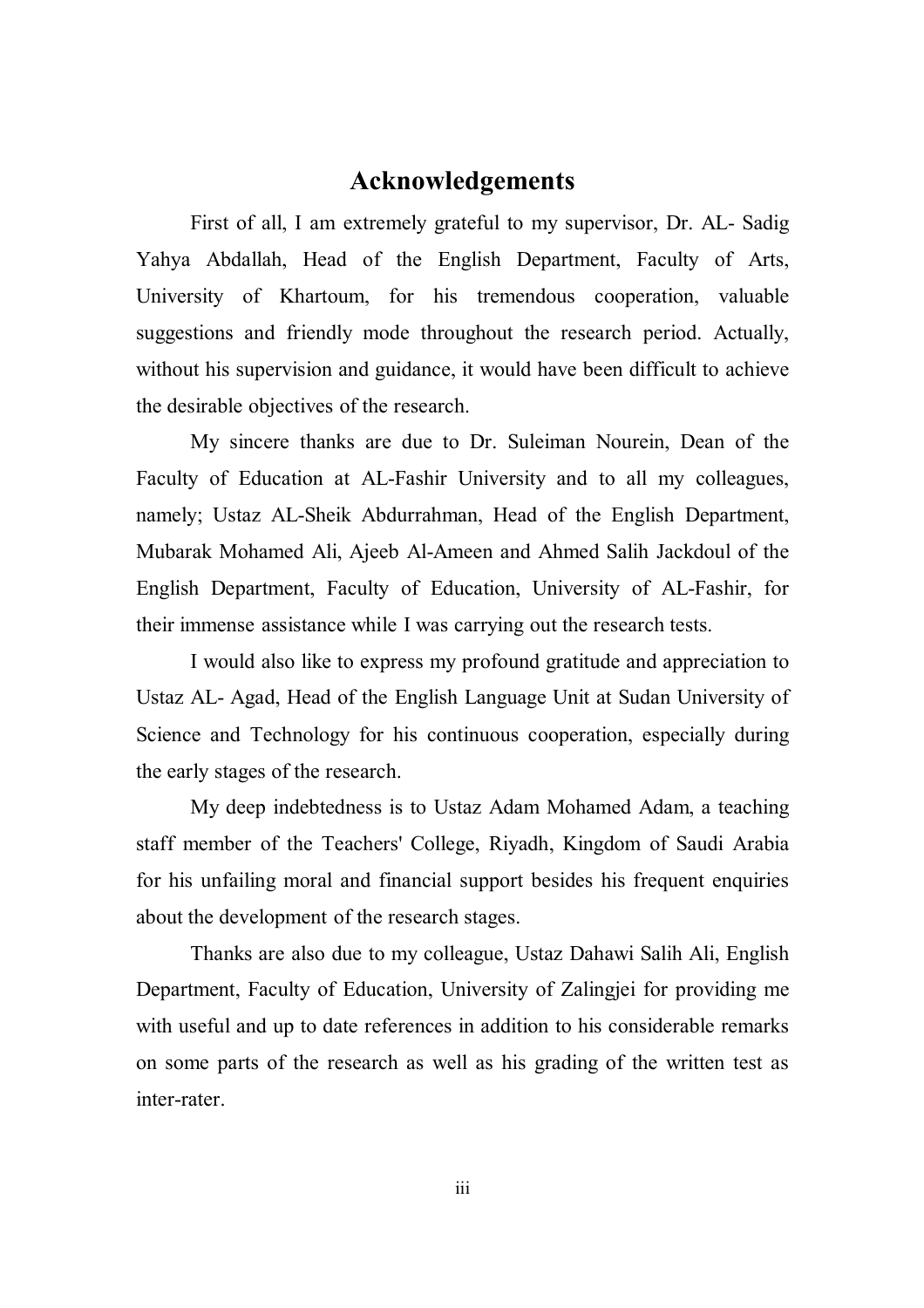# Acknowledgements

First of all, I am extremely grateful to my supervisor, Dr. AL- Sadig Yahya Abdallah, Head of the English Department, Faculty of Arts, University of Khartoum, for his tremendous cooperation, valuable suggestions and friendly mode throughout the research period. Actually, without his supervision and guidance, it would have been difficult to achieve the desirable objectives of the research.

My sincere thanks are due to Dr. Suleiman Nourein, Dean of the Faculty of Education at AL-Fashir University and to all my colleagues, namely; Ustaz AL-Sheik Abdurrahman, Head of the English Department, Mubarak Mohamed Ali, Ajeeb Al-Ameen and Ahmed Salih Jackdoul of the English Department, Faculty of Education, University of AL-Fashir, for their immense assistance while I was carrying out the research tests.

I would also like to express my profound gratitude and appreciation to Ustaz AL- Agad, Head of the English Language Unit at Sudan University of Science and Technology for his continuous cooperation, especially during the early stages of the research.

My deep indebtedness is to Ustaz Adam Mohamed Adam, a teaching staff member of the Teachers' College, Riyadh, Kingdom of Saudi Arabia for his unfailing moral and financial support besides his frequent enquiries about the development of the research stages.

Thanks are also due to my colleague, Ustaz Dahawi Salih Ali, English Department, Faculty of Education, University of Zalingjei for providing me with useful and up to date references in addition to his considerable remarks on some parts of the research as well as his grading of the written test as inter-rater.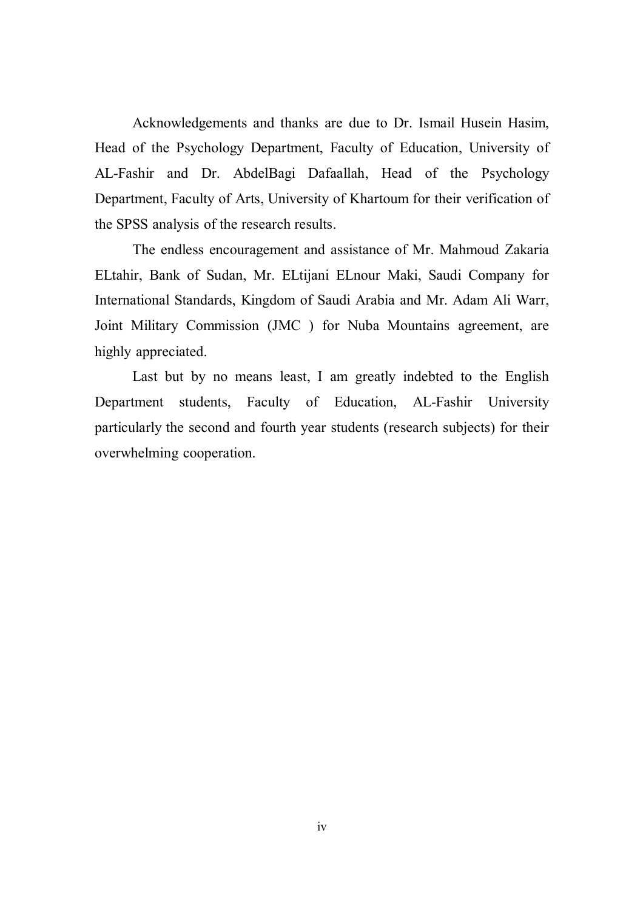Acknowledgements and thanks are due to Dr. Ismail Husein Hasim, Head of the Psychology Department, Faculty of Education, University of AL-Fashir and Dr. AbdelBagi Dafaallah, Head of the Psychology Department, Faculty of Arts, University of Khartoum for their verification of the SPSS analysis of the research results.

The endless encouragement and assistance of Mr. Mahmoud Zakaria ELtahir, Bank of Sudan, Mr. ELtijani ELnour Maki, Saudi Company for International Standards, Kingdom of Saudi Arabia and Mr. Adam Ali Warr, Joint Military Commission (JMC ) for Nuba Mountains agreement, are highly appreciated.

Last but by no means least, I am greatly indebted to the English Department students, Faculty of Education, AL-Fashir University particularly the second and fourth year students (research subjects) for their overwhelming cooperation.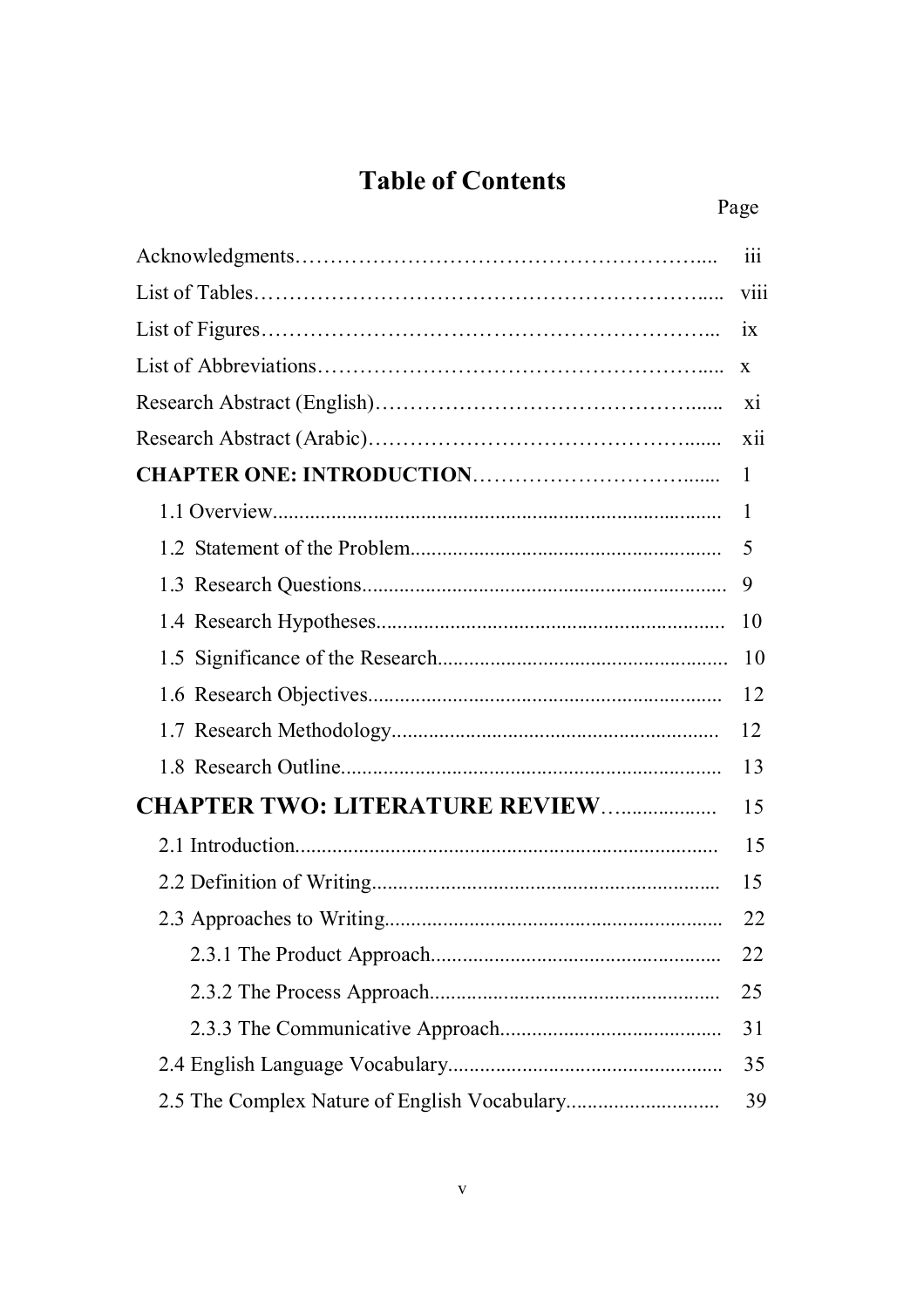# Table of Contents

| | Page |
|---|---|
| Acknowledgments | iii |
| List of Tables | viii |
| List of Figures | ix |
| List of Abbreviations | x |
| Research Abstract (English) | xi |
| Research Abstract (Arabic) | xii |
| **CHAPTER ONE: INTRODUCTION** | 1 |
| 1.1 Overview | 1 |
| 1.2 Statement of the Problem | 5 |
| 1.3 Research Questions | 9 |
| 1.4 Research Hypotheses | 10 |
| 1.5 Significance of the Research | 10 |
| 1.6 Research Objectives | 12 |
| 1.7 Research Methodology | 12 |
| 1.8 Research Outline | 13 |
| **CHAPTER TWO: LITERATURE REVIEW** | 15 |
| 2.1 Introduction | 15 |
| 2.2 Definition of Writing | 15 |
| 2.3 Approaches to Writing | 22 |
| 2.3.1 The Product Approach | 22 |
| 2.3.2 The Process Approach | 25 |
| 2.3.3 The Communicative Approach | 31 |
| 2.4 English Language Vocabulary | 35 |
| 2.5 The Complex Nature of English Vocabulary | 39 |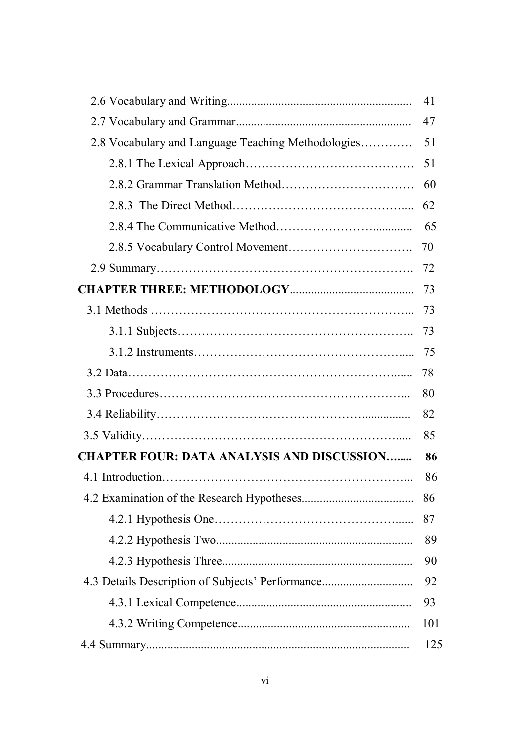| | |
|---|---|
| 2.6 Vocabulary and Writing | 41 |
| 2.7 Vocabulary and Grammar | 47 |
| 2.8 Vocabulary and Language Teaching Methodologies | 51 |
| 2.8.1 The Lexical Approach | 51 |
| 2.8.2 Grammar Translation Method | 60 |
| 2.8.3 The Direct Method | 62 |
| 2.8.4 The Communicative Method | 65 |
| 2.8.5 Vocabulary Control Movement | 70 |
| 2.9 Summary | 72 |
| **CHAPTER THREE: METHODOLOGY** | 73 |
| 3.1 Methods | 73 |
| 3.1.1 Subjects | 73 |
| 3.1.2 Instruments | 75 |
| 3.2 Data | 78 |
| 3.3 Procedures | 80 |
| 3.4 Reliability | 82 |
| 3.5 Validity | 85 |
| **CHAPTER FOUR: DATA ANALYSIS AND DISCUSSION** | **86** |
| 4.1 Introduction | 86 |
| 4.2 Examination of the Research Hypotheses | 86 |
| 4.2.1 Hypothesis One | 87 |
| 4.2.2 Hypothesis Two | 89 |
| 4.2.3 Hypothesis Three | 90 |
| 4.3 Details Description of Subjects' Performance | 92 |
| 4.3.1 Lexical Competence | 93 |
| 4.3.2 Writing Competence | 101 |
| 4.4 Summary | 125 |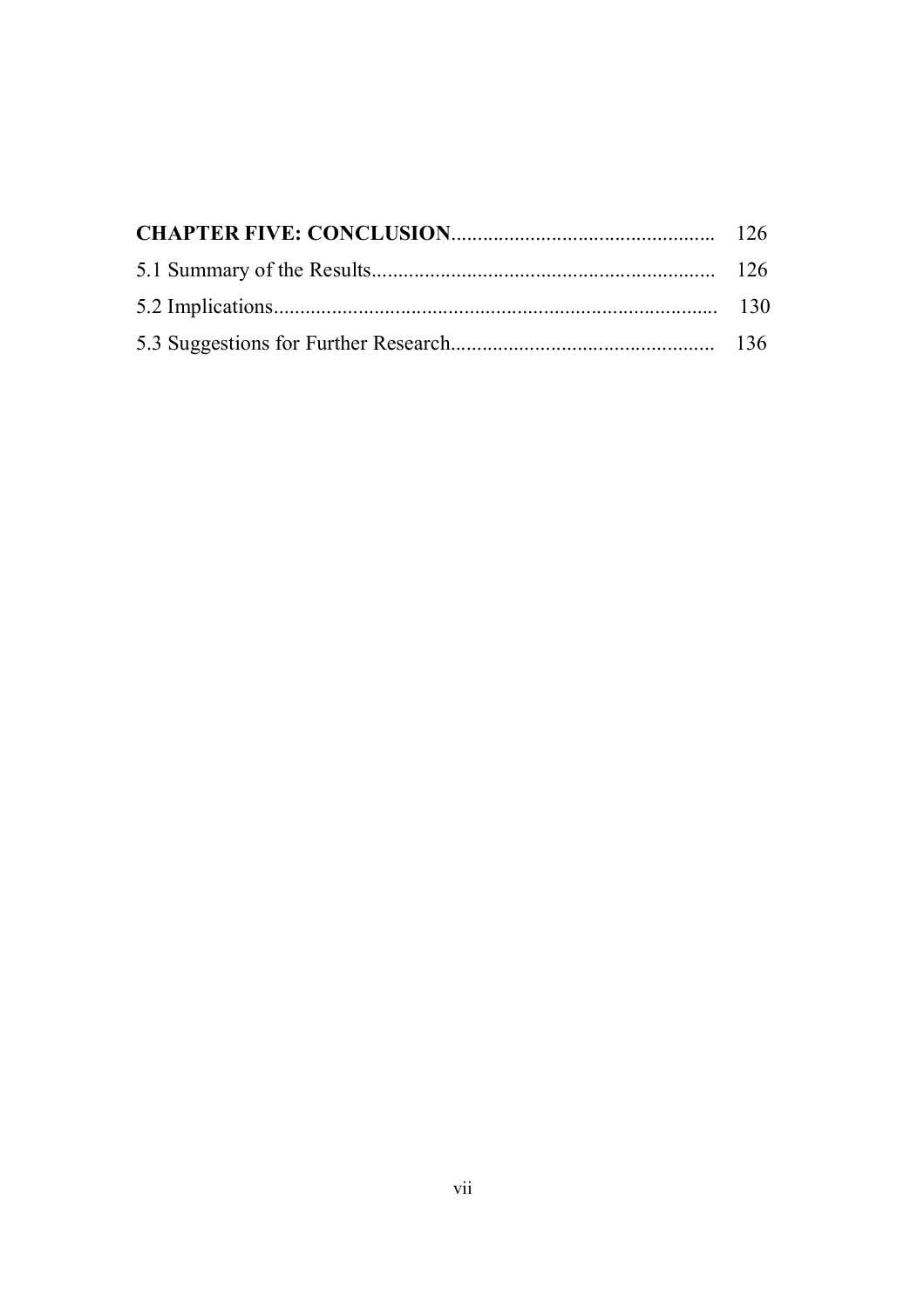**CHAPTER FIVE: CONCLUSION**................................................. 126

5.1 Summary of the Results................................................................ 126

5.2 Implications................................................................................... 130

5.3 Suggestions for Further Research................................................. 136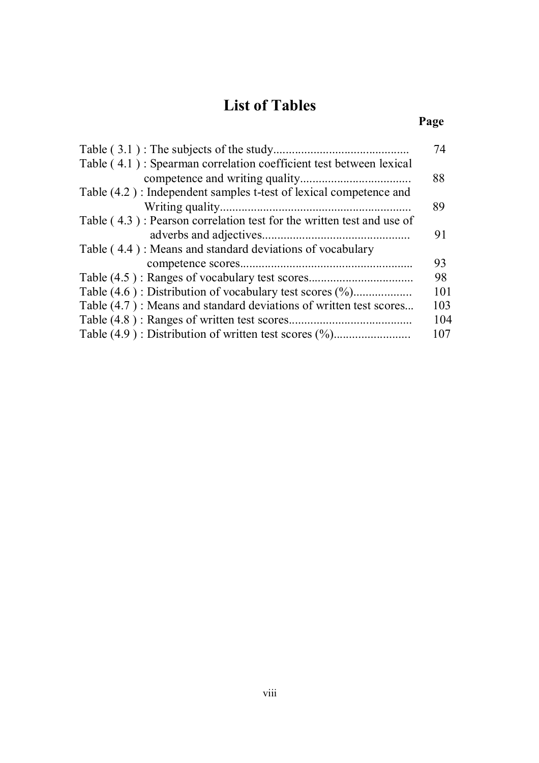# List of Tables

| | Page |
|---|---|
| Table ( 3.1 ) : The subjects of the study | 74 |
| Table ( 4.1 ) : Spearman correlation coefficient test between lexical competence and writing quality | 88 |
| Table (4.2 ) : Independent samples t-test of lexical competence and Writing quality | 89 |
| Table ( 4.3 ) : Pearson correlation test for the written test and use of adverbs and adjectives | 91 |
| Table ( 4.4 ) : Means and standard deviations of vocabulary competence scores | 93 |
| Table (4.5 ) : Ranges of vocabulary test scores | 98 |
| Table (4.6 ) : Distribution of vocabulary test scores (%) | 101 |
| Table (4.7 ) : Means and standard deviations of written test scores | 103 |
| Table (4.8 ) : Ranges of written test scores | 104 |
| Table (4.9 ) : Distribution of written test scores (%) | 107 |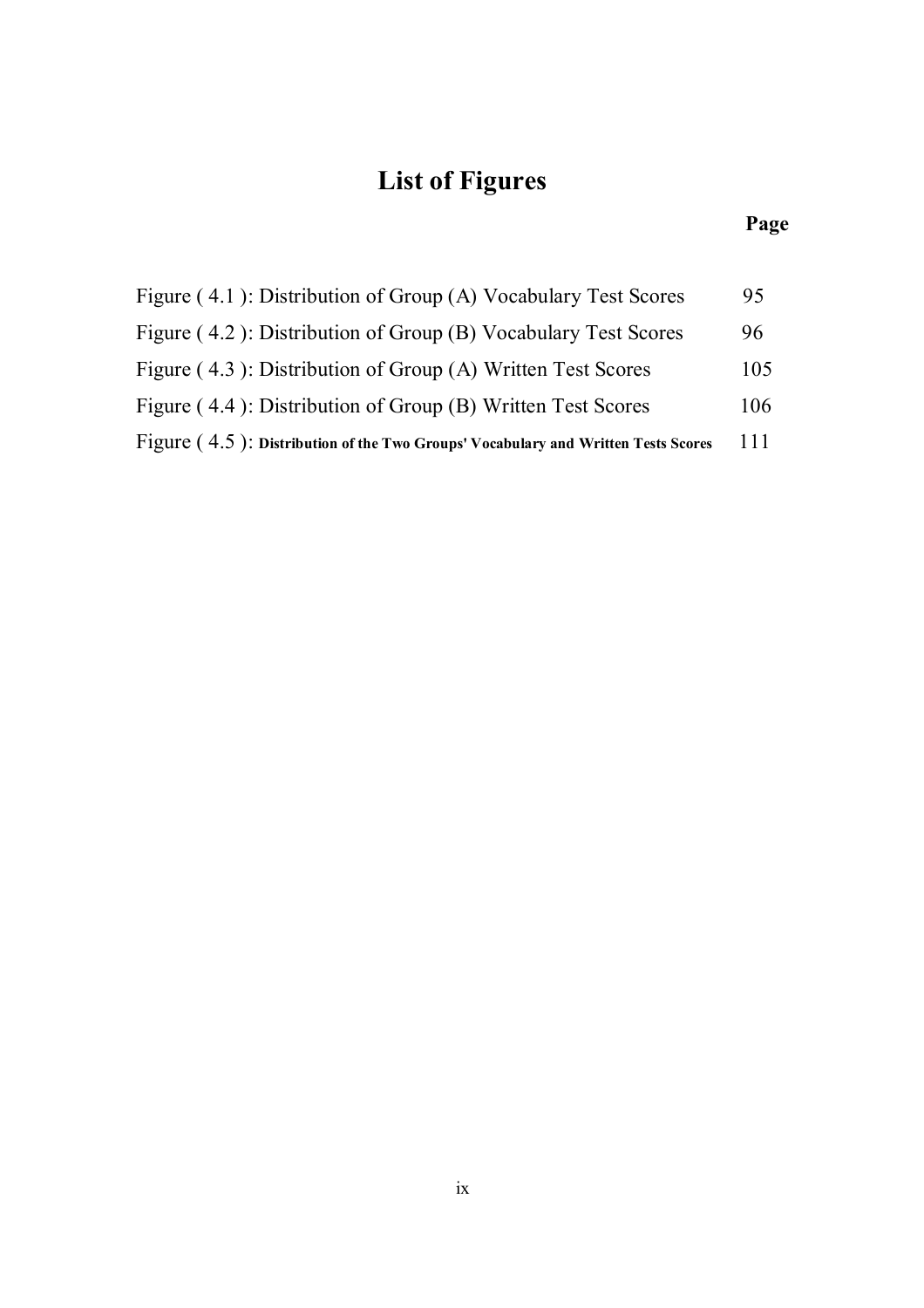# List of Figures

| | Page |
|---|---|
| Figure ( 4.1 ): Distribution of Group (A) Vocabulary Test Scores | 95 |
| Figure ( 4.2 ): Distribution of Group (B) Vocabulary Test Scores | 96 |
| Figure ( 4.3 ): Distribution of Group (A) Written Test Scores | 105 |
| Figure ( 4.4 ): Distribution of Group (B) Written Test Scores | 106 |
| Figure ( 4.5 ): **Distribution of the Two Groups' Vocabulary and Written Tests Scores** | 111 |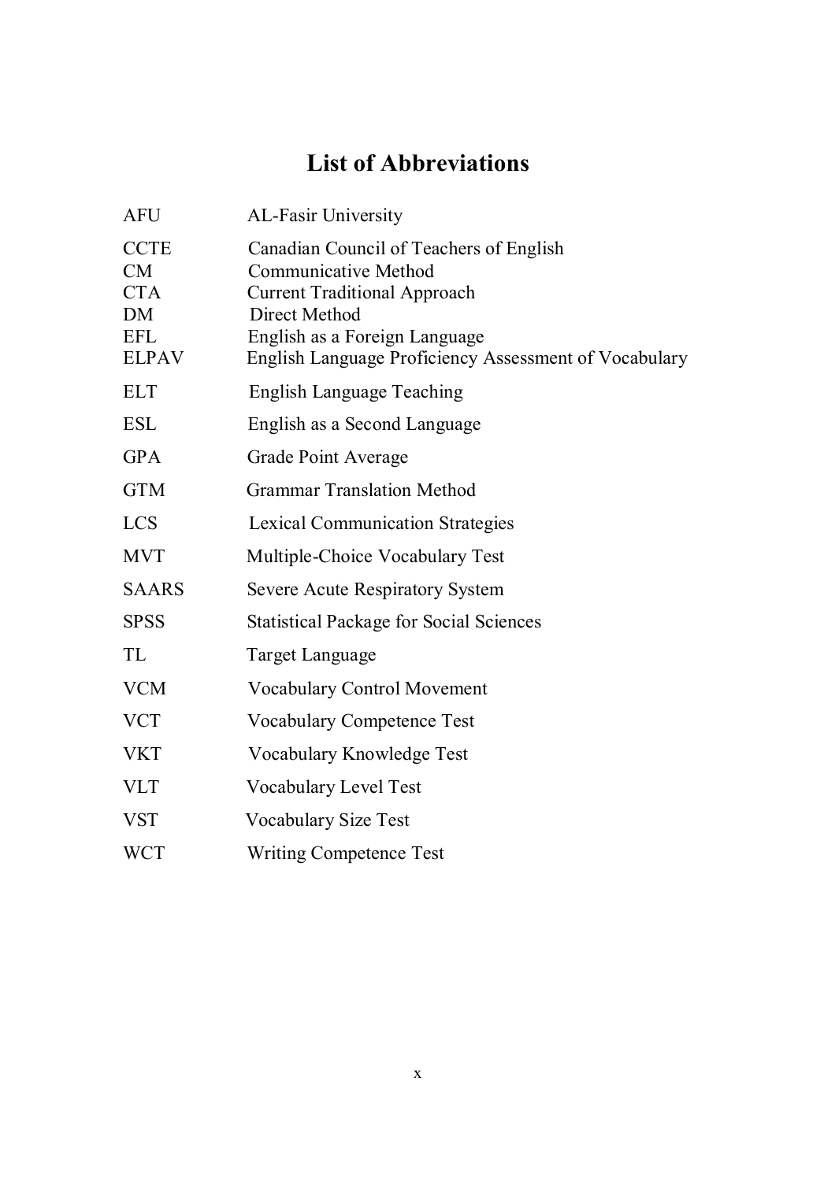# List of Abbreviations

| | |
|---|---|
| AFU | AL-Fasir University |
| CCTE | Canadian Council of Teachers of English |
| CM | Communicative Method |
| CTA | Current Traditional Approach |
| DM | Direct Method |
| EFL | English as a Foreign Language |
| ELPAV | English Language Proficiency Assessment of Vocabulary |
| ELT | English Language Teaching |
| ESL | English as a Second Language |
| GPA | Grade Point Average |
| GTM | Grammar Translation Method |
| LCS | Lexical Communication Strategies |
| MVT | Multiple-Choice Vocabulary Test |
| SAARS | Severe Acute Respiratory System |
| SPSS | Statistical Package for Social Sciences |
| TL | Target Language |
| VCM | Vocabulary Control Movement |
| VCT | Vocabulary Competence Test |
| VKT | Vocabulary Knowledge Test |
| VLT | Vocabulary Level Test |
| VST | Vocabulary Size Test |
| WCT | Writing Competence Test |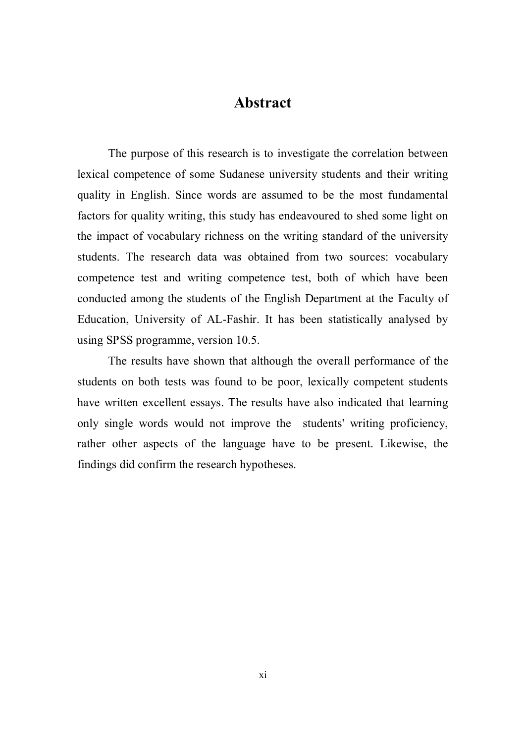# Abstract

The purpose of this research is to investigate the correlation between lexical competence of some Sudanese university students and their writing quality in English. Since words are assumed to be the most fundamental factors for quality writing, this study has endeavoured to shed some light on the impact of vocabulary richness on the writing standard of the university students. The research data was obtained from two sources: vocabulary competence test and writing competence test, both of which have been conducted among the students of the English Department at the Faculty of Education, University of AL-Fashir. It has been statistically analysed by using SPSS programme, version 10.5.

The results have shown that although the overall performance of the students on both tests was found to be poor, lexically competent students have written excellent essays. The results have also indicated that learning only single words would not improve the students' writing proficiency, rather other aspects of the language have to be present. Likewise, the findings did confirm the research hypotheses.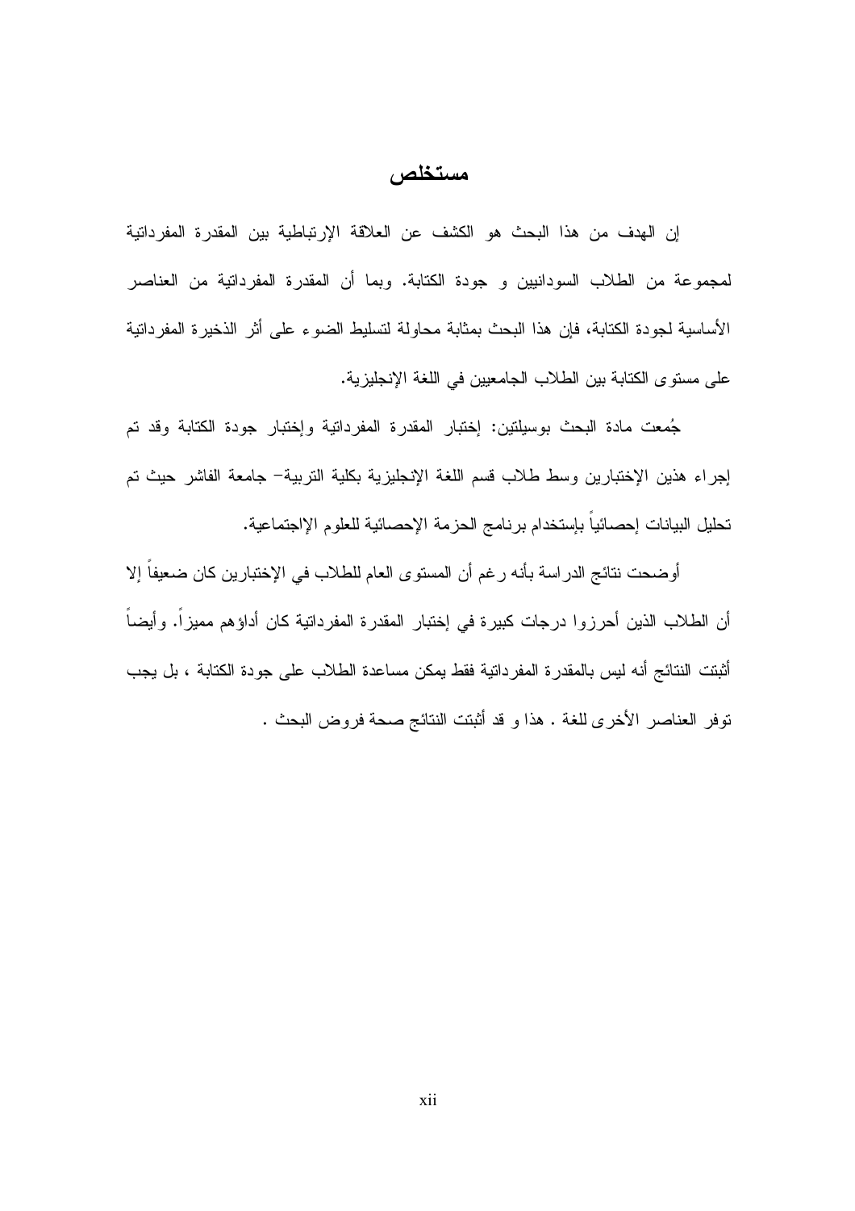# مستخلص

إن الهدف من هذا البحث هو الكشف عن العلاقة الإرتباطية بين المقدرة المفرداتية لمجموعة من الطلاب السودانيين و جودة الكتابة. وبما أن المقدرة المفرداتية من العناصر الأساسية لجودة الكتابة، فإن هذا البحث بمثابة محاولة لتسليط الضوء على أثر الذخيرة المفرداتية على مستوى الكتابة بين الطلاب الجامعيين في اللغة الإنجليزية.

جُمعت مادة البحث بوسيلتين: إختبار المقدرة المفرداتية وإختبار جودة الكتابة وقد تم إجراء هذين الإختبارين وسط طلاب قسم اللغة الإنجليزية بكلية التربية– جامعة الفاشر حيث تم تحليل البيانات إحصائياً بإستخدام برنامج الحزمة الإحصائية للعلوم الإجتماعية.

أوضحت نتائج الدراسة بأنه رغم أن المستوى العام للطلاب في الإختبارين كان ضعيفاً إلا أن الطلاب الذين أحرزوا درجات كبيرة في إختبار المقدرة المفرداتية كان أداؤهم مميزاً. وأيضاً أثبتت النتائج أنه ليس بالمقدرة المفرداتية فقط يمكن مساعدة الطلاب على جودة الكتابة ، بل يجب توفر العناصر الأخرى للغة . هذا و قد أثبتت النتائج صحة فروض البحث .